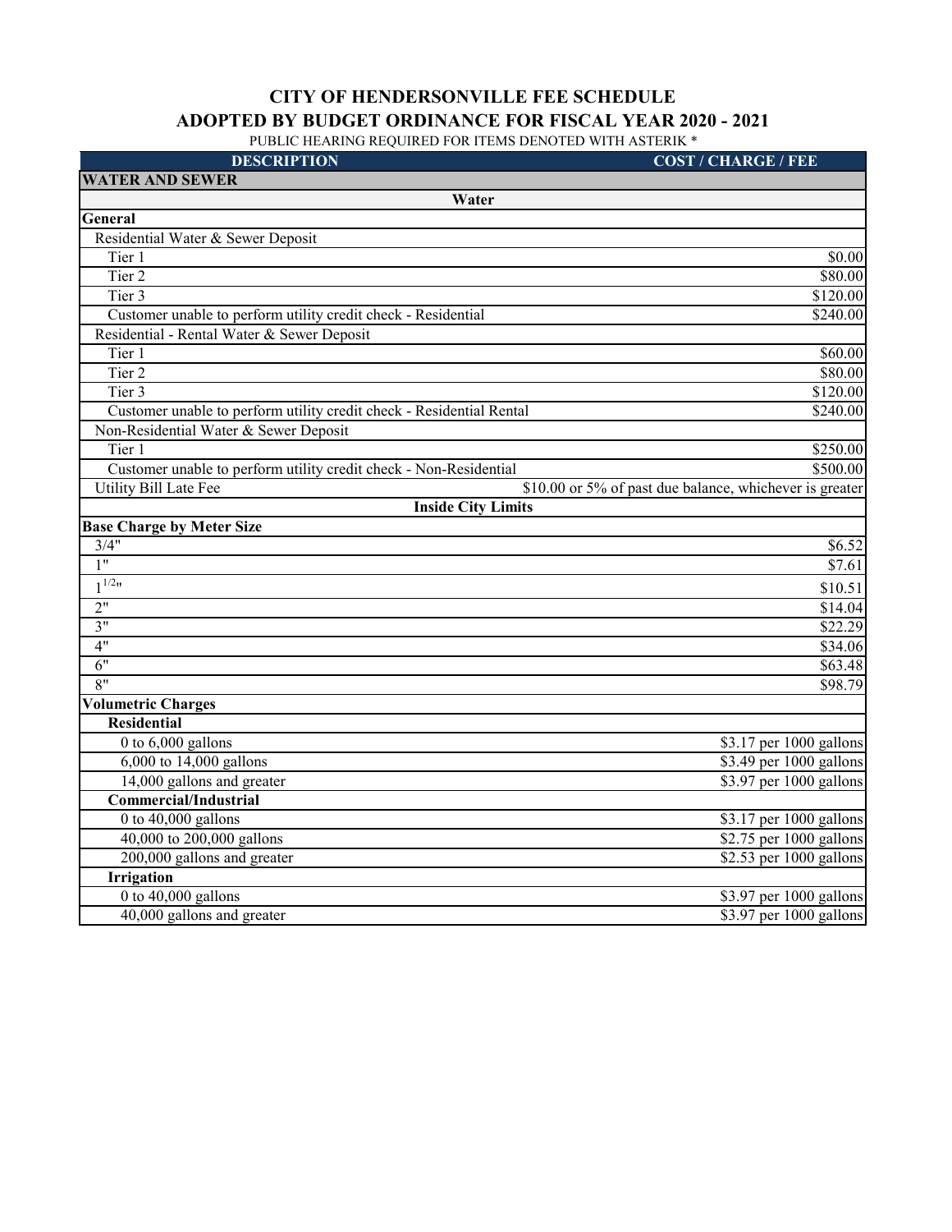# CITY OF HENDERSONVILLE FEE SCHEDULE

## ADOPTED BY BUDGET ORDINANCE FOR FISCAL YEAR 2020 - 2021

PUBLIC HEARING REQUIRED FOR ITEMS DENOTED WITH ASTERIK *

| DESCRIPTION | COST / CHARGE / FEE |
|---|---|
| **WATER AND SEWER** | |
| **Water** | |
| **General** | |
| Residential Water & Sewer Deposit | |
| Tier 1 | $0.00 |
| Tier 2 | $80.00 |
| Tier 3 | $120.00 |
| Customer unable to perform utility credit check - Residential | $240.00 |
| Residential - Rental Water & Sewer Deposit | |
| Tier 1 | $60.00 |
| Tier 2 | $80.00 |
| Tier 3 | $120.00 |
| Customer unable to perform utility credit check - Residential Rental | $240.00 |
| Non-Residential Water & Sewer Deposit | |
| Tier 1 | $250.00 |
| Customer unable to perform utility credit check - Non-Residential | $500.00 |
| Utility Bill Late Fee | $10.00 or 5% of past due balance, whichever is greater |
| **Inside City Limits** | |
| **Base Charge by Meter Size** | |
| 3/4" | $6.52 |
| 1" | $7.61 |
| 1 1/2" | $10.51 |
| 2" | $14.04 |
| 3" | $22.29 |
| 4" | $34.06 |
| 6" | $63.48 |
| 8" | $98.79 |
| **Volumetric Charges** | |
| **Residential** | |
| 0 to 6,000 gallons | $3.17 per 1000 gallons |
| 6,000 to 14,000 gallons | $3.49 per 1000 gallons |
| 14,000 gallons and greater | $3.97 per 1000 gallons |
| **Commercial/Industrial** | |
| 0 to 40,000 gallons | $3.17 per 1000 gallons |
| 40,000 to 200,000 gallons | $2.75 per 1000 gallons |
| 200,000 gallons and greater | $2.53 per 1000 gallons |
| **Irrigation** | |
| 0 to 40,000 gallons | $3.97 per 1000 gallons |
| 40,000 gallons and greater | $3.97 per 1000 gallons |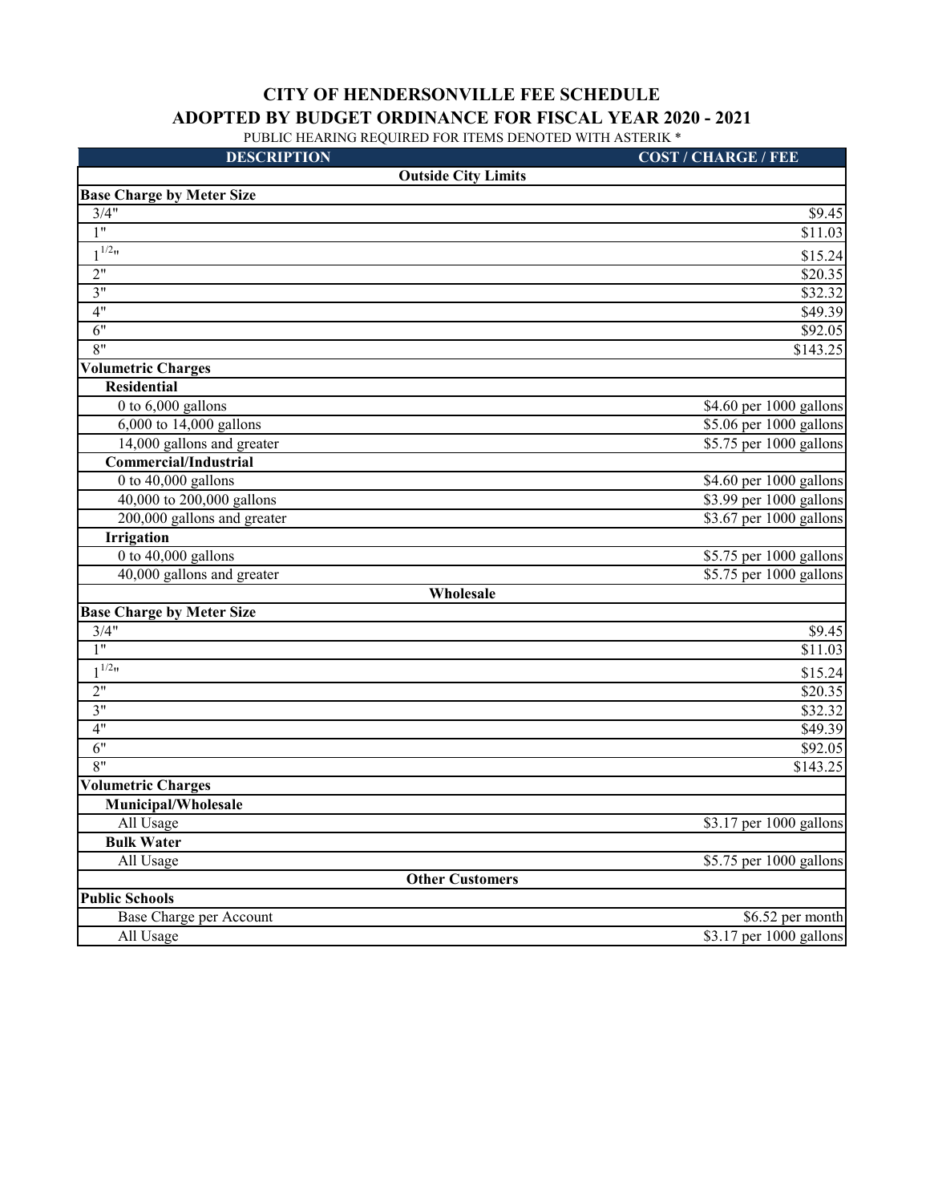# CITY OF HENDERSONVILLE FEE SCHEDULE

## ADOPTED BY BUDGET ORDINANCE FOR FISCAL YEAR 2020 - 2021

PUBLIC HEARING REQUIRED FOR ITEMS DENOTED WITH ASTERIK *

| DESCRIPTION | COST / CHARGE / FEE |
|---|---|
| **Outside City Limits** | |
| **Base Charge by Meter Size** | |
| 3/4" | $9.45 |
| 1" | $11.03 |
| 1 1/2" | $15.24 |
| 2" | $20.35 |
| 3" | $32.32 |
| 4" | $49.39 |
| 6" | $92.05 |
| 8" | $143.25 |
| **Volumetric Charges** | |
| **Residential** | |
| 0 to 6,000 gallons | $4.60 per 1000 gallons |
| 6,000 to 14,000 gallons | $5.06 per 1000 gallons |
| 14,000 gallons and greater | $5.75 per 1000 gallons |
| **Commercial/Industrial** | |
| 0 to 40,000 gallons | $4.60 per 1000 gallons |
| 40,000 to 200,000 gallons | $3.99 per 1000 gallons |
| 200,000 gallons and greater | $3.67 per 1000 gallons |
| **Irrigation** | |
| 0 to 40,000 gallons | $5.75 per 1000 gallons |
| 40,000 gallons and greater | $5.75 per 1000 gallons |
| **Wholesale** | |
| **Base Charge by Meter Size** | |
| 3/4" | $9.45 |
| 1" | $11.03 |
| 1 1/2" | $15.24 |
| 2" | $20.35 |
| 3" | $32.32 |
| 4" | $49.39 |
| 6" | $92.05 |
| 8" | $143.25 |
| **Volumetric Charges** | |
| **Municipal/Wholesale** | |
| All Usage | $3.17 per 1000 gallons |
| **Bulk Water** | |
| All Usage | $5.75 per 1000 gallons |
| **Other Customers** | |
| **Public Schools** | |
| Base Charge per Account | $6.52 per month |
| All Usage | $3.17 per 1000 gallons |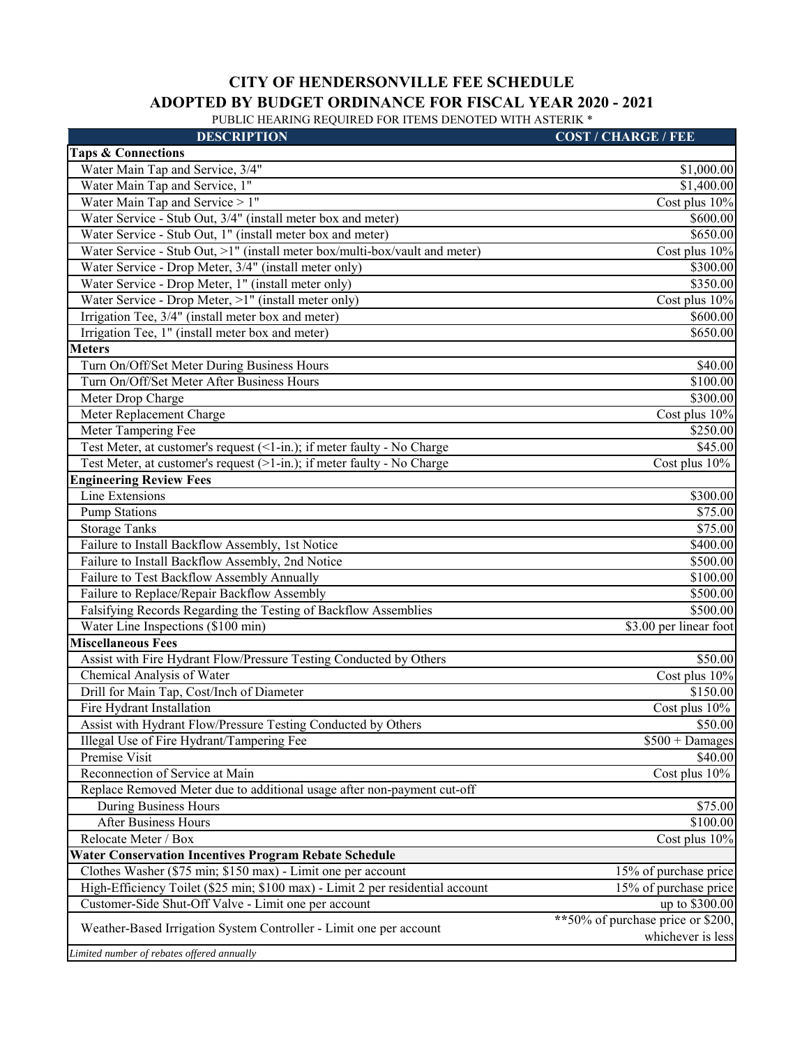# CITY OF HENDERSONVILLE FEE SCHEDULE
## ADOPTED BY BUDGET ORDINANCE FOR FISCAL YEAR 2020 - 2021

PUBLIC HEARING REQUIRED FOR ITEMS DENOTED WITH ASTERIK *

| DESCRIPTION | COST / CHARGE / FEE |
|---|---|
| **Taps & Connections** | |
| Water Main Tap and Service, 3/4" | $1,000.00 |
| Water Main Tap and Service, 1" | $1,400.00 |
| Water Main Tap and Service > 1" | Cost plus 10% |
| Water Service - Stub Out, 3/4" (install meter box and meter) | $600.00 |
| Water Service - Stub Out, 1" (install meter box and meter) | $650.00 |
| Water Service - Stub Out, >1" (install meter box/multi-box/vault and meter) | Cost plus 10% |
| Water Service - Drop Meter, 3/4" (install meter only) | $300.00 |
| Water Service - Drop Meter, 1" (install meter only) | $350.00 |
| Water Service - Drop Meter, >1" (install meter only) | Cost plus 10% |
| Irrigation Tee, 3/4" (install meter box and meter) | $600.00 |
| Irrigation Tee, 1" (install meter box and meter) | $650.00 |
| **Meters** | |
| Turn On/Off/Set Meter During Business Hours | $40.00 |
| Turn On/Off/Set Meter After Business Hours | $100.00 |
| Meter Drop Charge | $300.00 |
| Meter Replacement Charge | Cost plus 10% |
| Meter Tampering Fee | $250.00 |
| Test Meter, at customer's request (<1-in.); if meter faulty - No Charge | $45.00 |
| Test Meter, at customer's request (>1-in.); if meter faulty - No Charge | Cost plus 10% |
| **Engineering Review Fees** | |
| Line Extensions | $300.00 |
| Pump Stations | $75.00 |
| Storage Tanks | $75.00 |
| Failure to Install Backflow Assembly, 1st Notice | $400.00 |
| Failure to Install Backflow Assembly, 2nd Notice | $500.00 |
| Failure to Test Backflow Assembly Annually | $100.00 |
| Failure to Replace/Repair Backflow Assembly | $500.00 |
| Falsifying Records Regarding the Testing of Backflow Assemblies | $500.00 |
| Water Line Inspections ($100 min) | $3.00 per linear foot |
| **Miscellaneous Fees** | |
| Assist with Fire Hydrant Flow/Pressure Testing Conducted by Others | $50.00 |
| Chemical Analysis of Water | Cost plus 10% |
| Drill for Main Tap, Cost/Inch of Diameter | $150.00 |
| Fire Hydrant Installation | Cost plus 10% |
| Assist with Hydrant Flow/Pressure Testing Conducted by Others | $50.00 |
| Illegal Use of Fire Hydrant/Tampering Fee | $500 + Damages |
| Premise Visit | $40.00 |
| Reconnection of Service at Main | Cost plus 10% |
| Replace Removed Meter due to additional usage after non-payment cut-off | |
| During Business Hours | $75.00 |
| After Business Hours | $100.00 |
| Relocate Meter / Box | Cost plus 10% |
| **Water Conservation Incentives Program Rebate Schedule** | |
| Clothes Washer ($75 min; $150 max) - Limit one per account | 15% of purchase price |
| High-Efficiency Toilet ($25 min; $100 max) - Limit 2 per residential account | 15% of purchase price |
| Customer-Side Shut-Off Valve - Limit one per account | up to $300.00 |
| Weather-Based Irrigation System Controller - Limit one per account | **50% of purchase price or $200, whichever is less |
| *Limited number of rebates offered annually* | |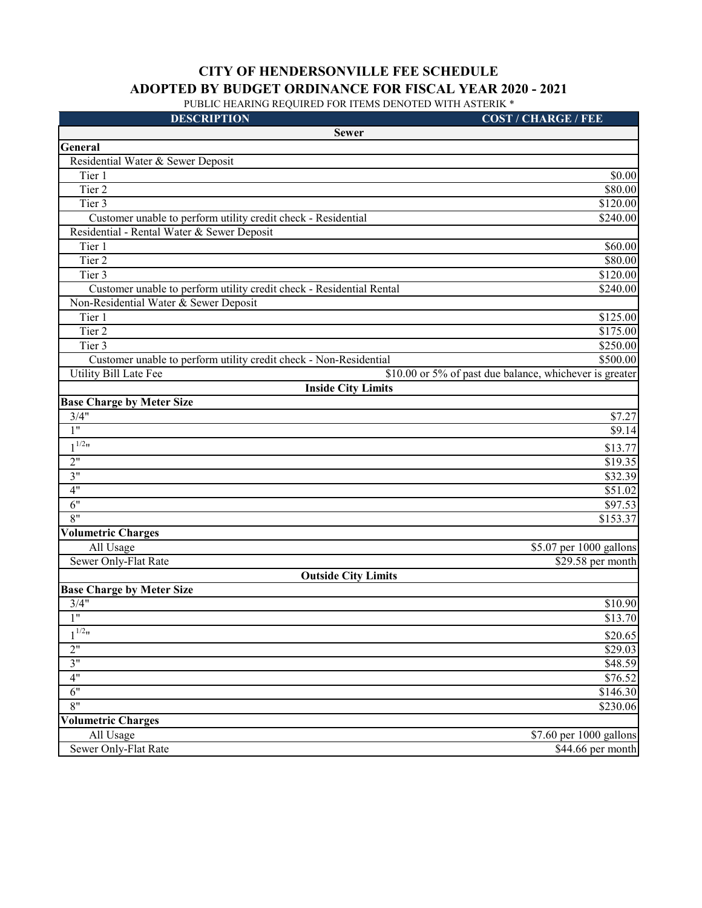**CITY OF HENDERSONVILLE FEE SCHEDULE**

**ADOPTED BY BUDGET ORDINANCE FOR FISCAL YEAR 2020 - 2021**

PUBLIC HEARING REQUIRED FOR ITEMS DENOTED WITH ASTERIK *

| DESCRIPTION | COST / CHARGE / FEE |
|---|---|
| **Sewer** | |
| **General** | |
| Residential Water & Sewer Deposit | |
| Tier 1 | $0.00 |
| Tier 2 | $80.00 |
| Tier 3 | $120.00 |
| Customer unable to perform utility credit check - Residential | $240.00 |
| Residential - Rental Water & Sewer Deposit | |
| Tier 1 | $60.00 |
| Tier 2 | $80.00 |
| Tier 3 | $120.00 |
| Customer unable to perform utility credit check - Residential Rental | $240.00 |
| Non-Residential Water & Sewer Deposit | |
| Tier 1 | $125.00 |
| Tier 2 | $175.00 |
| Tier 3 | $250.00 |
| Customer unable to perform utility credit check - Non-Residential | $500.00 |
| Utility Bill Late Fee | $10.00 or 5% of past due balance, whichever is greater |
| **Inside City Limits** | |
| **Base Charge by Meter Size** | |
| 3/4" | $7.27 |
| 1" | $9.14 |
| 1 1/2" | $13.77 |
| 2" | $19.35 |
| 3" | $32.39 |
| 4" | $51.02 |
| 6" | $97.53 |
| 8" | $153.37 |
| **Volumetric Charges** | |
| All Usage | $5.07 per 1000 gallons |
| Sewer Only-Flat Rate | $29.58 per month |
| **Outside City Limits** | |
| **Base Charge by Meter Size** | |
| 3/4" | $10.90 |
| 1" | $13.70 |
| 1 1/2" | $20.65 |
| 2" | $29.03 |
| 3" | $48.59 |
| 4" | $76.52 |
| 6" | $146.30 |
| 8" | $230.06 |
| **Volumetric Charges** | |
| All Usage | $7.60 per 1000 gallons |
| Sewer Only-Flat Rate | $44.66 per month |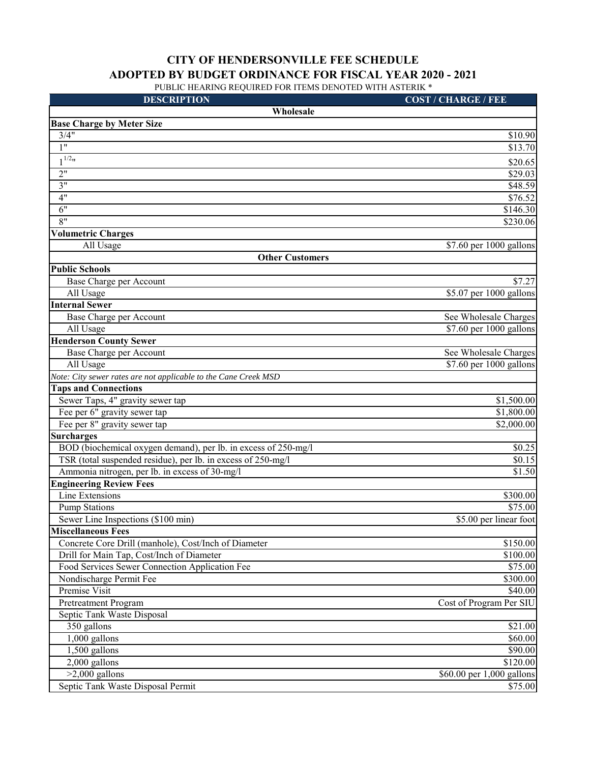# CITY OF HENDERSONVILLE FEE SCHEDULE

## ADOPTED BY BUDGET ORDINANCE FOR FISCAL YEAR 2020 - 2021

PUBLIC HEARING REQUIRED FOR ITEMS DENOTED WITH ASTERIK *

| DESCRIPTION | COST / CHARGE / FEE |
|---|---|
| **Wholesale** | |
| **Base Charge by Meter Size** | |
| 3/4" | $10.90 |
| 1" | $13.70 |
| 1 1/2" | $20.65 |
| 2" | $29.03 |
| 3" | $48.59 |
| 4" | $76.52 |
| 6" | $146.30 |
| 8" | $230.06 |
| **Volumetric Charges** | |
| All Usage | $7.60 per 1000 gallons |
| **Other Customers** | |
| **Public Schools** | |
| Base Charge per Account | $7.27 |
| All Usage | $5.07 per 1000 gallons |
| **Internal Sewer** | |
| Base Charge per Account | See Wholesale Charges |
| All Usage | $7.60 per 1000 gallons |
| **Henderson County Sewer** | |
| Base Charge per Account | See Wholesale Charges |
| All Usage | $7.60 per 1000 gallons |
| *Note: City sewer rates are not applicable to the Cane Creek MSD* | |
| **Taps and Connections** | |
| Sewer Taps, 4" gravity sewer tap | $1,500.00 |
| Fee per 6" gravity sewer tap | $1,800.00 |
| Fee per 8" gravity sewer tap | $2,000.00 |
| **Surcharges** | |
| BOD (biochemical oxygen demand), per lb. in excess of 250-mg/l | $0.25 |
| TSR (total suspended residue), per lb. in excess of 250-mg/l | $0.15 |
| Ammonia nitrogen, per lb. in excess of 30-mg/l | $1.50 |
| **Engineering Review Fees** | |
| Line Extensions | $300.00 |
| Pump Stations | $75.00 |
| Sewer Line Inspections ($100 min) | $5.00 per linear foot |
| **Miscellaneous Fees** | |
| Concrete Core Drill (manhole), Cost/Inch of Diameter | $150.00 |
| Drill for Main Tap, Cost/Inch of Diameter | $100.00 |
| Food Services Sewer Connection Application Fee | $75.00 |
| Nondischarge Permit Fee | $300.00 |
| Premise Visit | $40.00 |
| Pretreatment Program | Cost of Program Per SIU |
| Septic Tank Waste Disposal | |
| 350 gallons | $21.00 |
| 1,000 gallons | $60.00 |
| 1,500 gallons | $90.00 |
| 2,000 gallons | $120.00 |
| >2,000 gallons | $60.00 per 1,000 gallons |
| Septic Tank Waste Disposal Permit | $75.00 |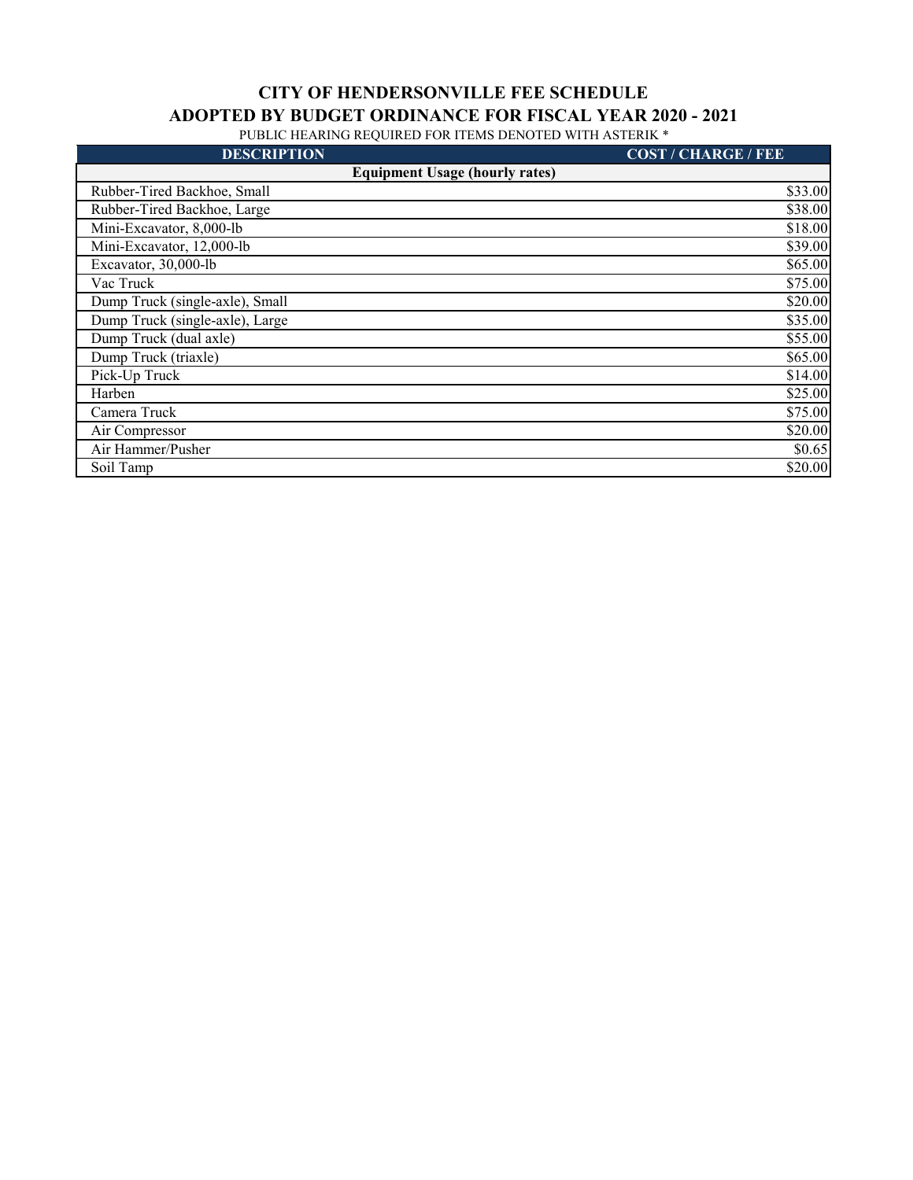# CITY OF HENDERSONVILLE FEE SCHEDULE

## ADOPTED BY BUDGET ORDINANCE FOR FISCAL YEAR 2020 - 2021

PUBLIC HEARING REQUIRED FOR ITEMS DENOTED WITH ASTERIK *

| DESCRIPTION | COST / CHARGE / FEE |
|---|---|
| **Equipment Usage (hourly rates)** | |
| Rubber-Tired Backhoe, Small | $33.00 |
| Rubber-Tired Backhoe, Large | $38.00 |
| Mini-Excavator, 8,000-lb | $18.00 |
| Mini-Excavator, 12,000-lb | $39.00 |
| Excavator, 30,000-lb | $65.00 |
| Vac Truck | $75.00 |
| Dump Truck (single-axle), Small | $20.00 |
| Dump Truck (single-axle), Large | $35.00 |
| Dump Truck (dual axle) | $55.00 |
| Dump Truck (triaxle) | $65.00 |
| Pick-Up Truck | $14.00 |
| Harben | $25.00 |
| Camera Truck | $75.00 |
| Air Compressor | $20.00 |
| Air Hammer/Pusher | $0.65 |
| Soil Tamp | $20.00 |